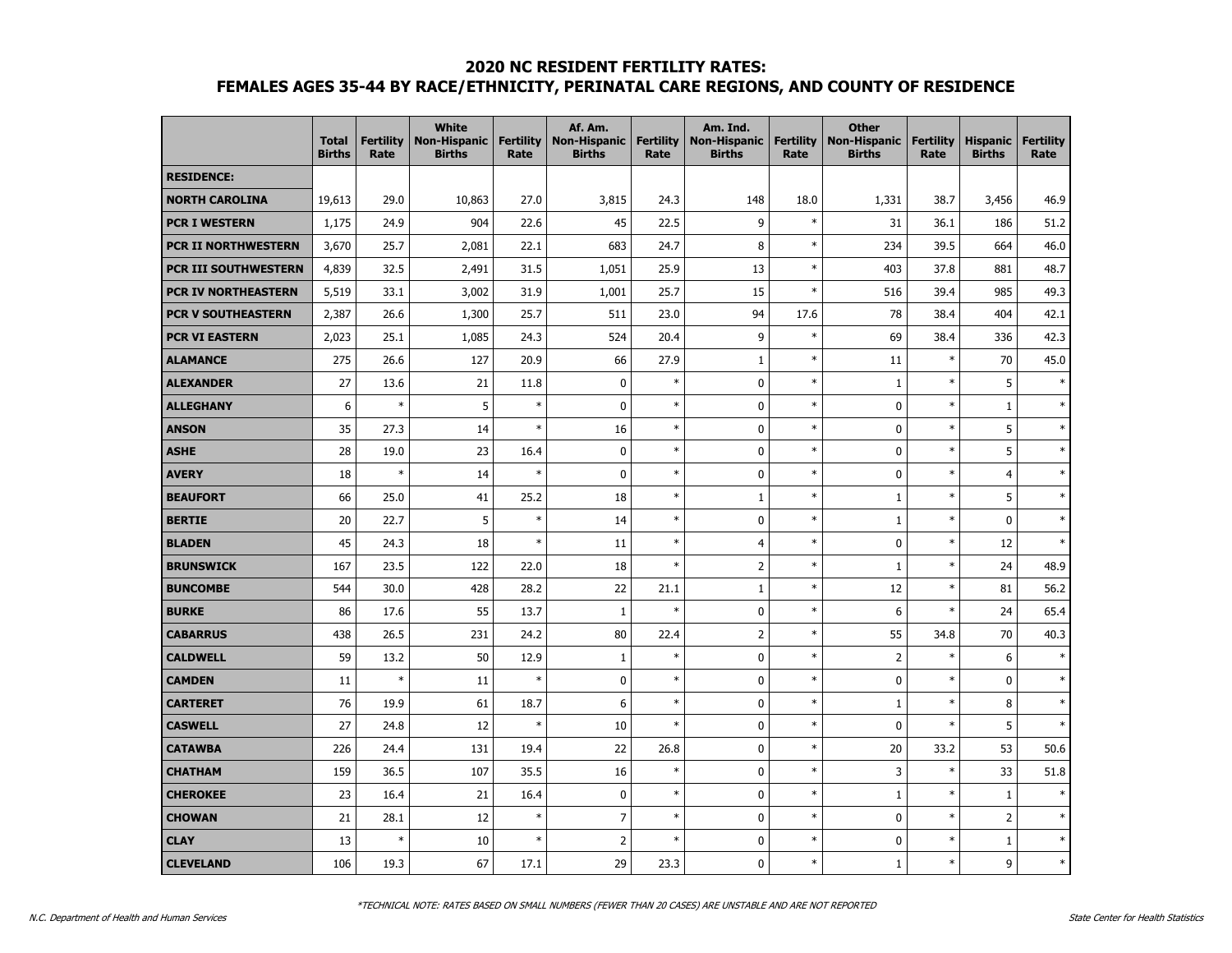# 2020 NC RESIDENT FERTILITY RATES:
## FEMALES AGES 35-44 BY RACE/ETHNICITY, PERINATAL CARE REGIONS, AND COUNTY OF RESIDENCE

| | Total Births | Fertility Rate | White Non-Hispanic Births | Fertility Rate | Af. Am. Non-Hispanic Births | Fertility Rate | Am. Ind. Non-Hispanic Births | Fertility Rate | Other Non-Hispanic Births | Fertility Rate | Hispanic Births | Fertility Rate |
|---|---|---|---|---|---|---|---|---|---|---|---|---|
| **RESIDENCE:** | | | | | | | | | | | | |
| **NORTH CAROLINA** | 19,613 | 29.0 | 10,863 | 27.0 | 3,815 | 24.3 | 148 | 18.0 | 1,331 | 38.7 | 3,456 | 46.9 |
| **PCR I WESTERN** | 1,175 | 24.9 | 904 | 22.6 | 45 | 22.5 | 9 | * | 31 | 36.1 | 186 | 51.2 |
| **PCR II NORTHWESTERN** | 3,670 | 25.7 | 2,081 | 22.1 | 683 | 24.7 | 8 | * | 234 | 39.5 | 664 | 46.0 |
| **PCR III SOUTHWESTERN** | 4,839 | 32.5 | 2,491 | 31.5 | 1,051 | 25.9 | 13 | * | 403 | 37.8 | 881 | 48.7 |
| **PCR IV NORTHEASTERN** | 5,519 | 33.1 | 3,002 | 31.9 | 1,001 | 25.7 | 15 | * | 516 | 39.4 | 985 | 49.3 |
| **PCR V SOUTHEASTERN** | 2,387 | 26.6 | 1,300 | 25.7 | 511 | 23.0 | 94 | 17.6 | 78 | 38.4 | 404 | 42.1 |
| **PCR VI EASTERN** | 2,023 | 25.1 | 1,085 | 24.3 | 524 | 20.4 | 9 | * | 69 | 38.4 | 336 | 42.3 |
| **ALAMANCE** | 275 | 26.6 | 127 | 20.9 | 66 | 27.9 | 1 | * | 11 | * | 70 | 45.0 |
| **ALEXANDER** | 27 | 13.6 | 21 | 11.8 | 0 | * | 0 | * | 1 | * | 5 | * |
| **ALLEGHANY** | 6 | * | 5 | * | 0 | * | 0 | * | 0 | * | 1 | * |
| **ANSON** | 35 | 27.3 | 14 | * | 16 | * | 0 | * | 0 | * | 5 | * |
| **ASHE** | 28 | 19.0 | 23 | 16.4 | 0 | * | 0 | * | 0 | * | 5 | * |
| **AVERY** | 18 | * | 14 | * | 0 | * | 0 | * | 0 | * | 4 | * |
| **BEAUFORT** | 66 | 25.0 | 41 | 25.2 | 18 | * | 1 | * | 1 | * | 5 | * |
| **BERTIE** | 20 | 22.7 | 5 | * | 14 | * | 0 | * | 1 | * | 0 | * |
| **BLADEN** | 45 | 24.3 | 18 | * | 11 | * | 4 | * | 0 | * | 12 | * |
| **BRUNSWICK** | 167 | 23.5 | 122 | 22.0 | 18 | * | 2 | * | 1 | * | 24 | 48.9 |
| **BUNCOMBE** | 544 | 30.0 | 428 | 28.2 | 22 | 21.1 | 1 | * | 12 | * | 81 | 56.2 |
| **BURKE** | 86 | 17.6 | 55 | 13.7 | 1 | * | 0 | * | 6 | * | 24 | 65.4 |
| **CABARRUS** | 438 | 26.5 | 231 | 24.2 | 80 | 22.4 | 2 | * | 55 | 34.8 | 70 | 40.3 |
| **CALDWELL** | 59 | 13.2 | 50 | 12.9 | 1 | * | 0 | * | 2 | * | 6 | * |
| **CAMDEN** | 11 | * | 11 | * | 0 | * | 0 | * | 0 | * | 0 | * |
| **CARTERET** | 76 | 19.9 | 61 | 18.7 | 6 | * | 0 | * | 1 | * | 8 | * |
| **CASWELL** | 27 | 24.8 | 12 | * | 10 | * | 0 | * | 0 | * | 5 | * |
| **CATAWBA** | 226 | 24.4 | 131 | 19.4 | 22 | 26.8 | 0 | * | 20 | 33.2 | 53 | 50.6 |
| **CHATHAM** | 159 | 36.5 | 107 | 35.5 | 16 | * | 0 | * | 3 | * | 33 | 51.8 |
| **CHEROKEE** | 23 | 16.4 | 21 | 16.4 | 0 | * | 0 | * | 1 | * | 1 | * |
| **CHOWAN** | 21 | 28.1 | 12 | * | 7 | * | 0 | * | 0 | * | 2 | * |
| **CLAY** | 13 | * | 10 | * | 2 | * | 0 | * | 0 | * | 1 | * |
| **CLEVELAND** | 106 | 19.3 | 67 | 17.1 | 29 | 23.3 | 0 | * | 1 | * | 9 | * |

*TECHNICAL NOTE: RATES BASED ON SMALL NUMBERS (FEWER THAN 20 CASES) ARE UNSTABLE AND ARE NOT REPORTED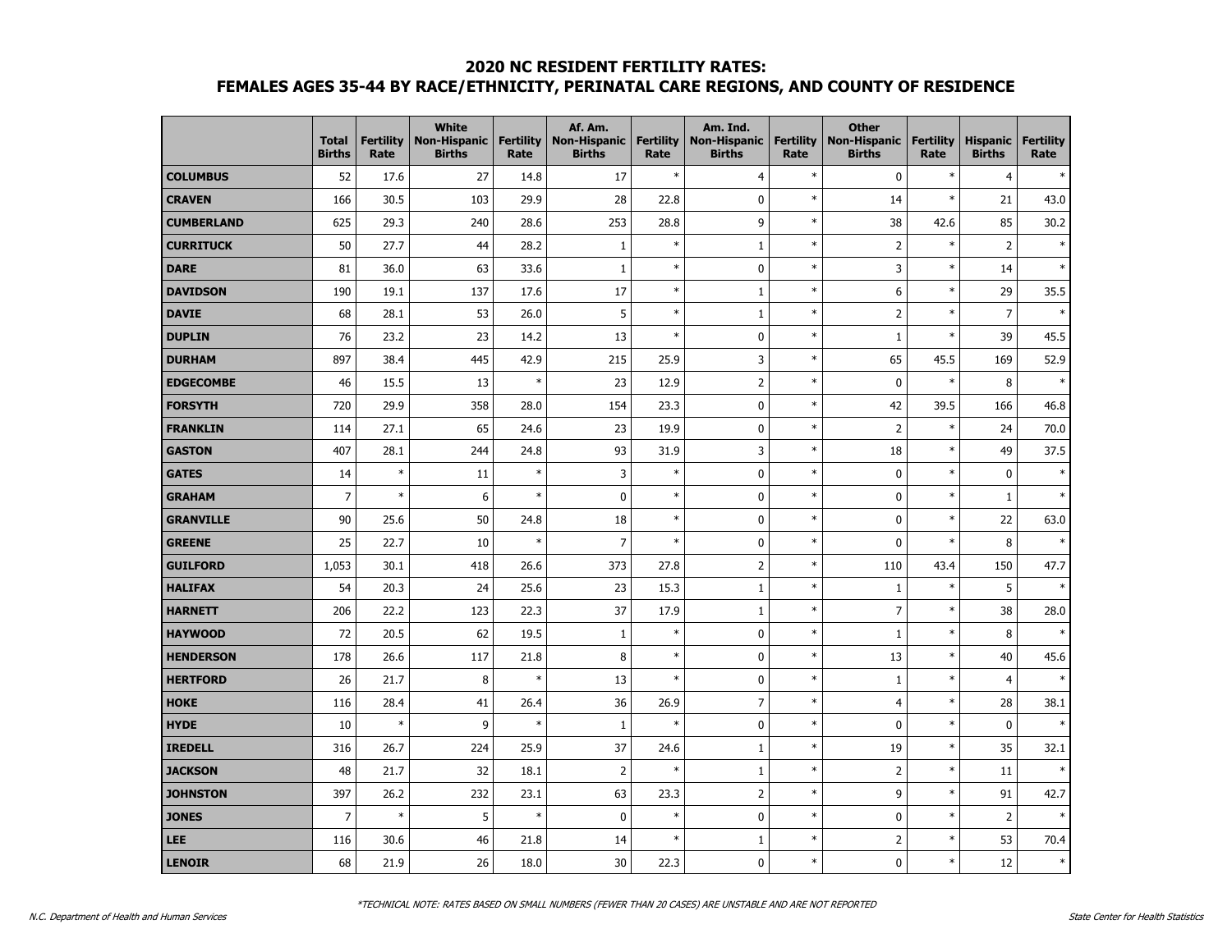## 2020 NC RESIDENT FERTILITY RATES:
## FEMALES AGES 35-44 BY RACE/ETHNICITY, PERINATAL CARE REGIONS, AND COUNTY OF RESIDENCE

| | Total Births | Fertility Rate | White Non-Hispanic Births | Fertility Rate | Af. Am. Non-Hispanic Births | Fertility Rate | Am. Ind. Non-Hispanic Births | Fertility Rate | Other Non-Hispanic Births | Fertility Rate | Hispanic Births | Fertility Rate |
|---|---|---|---|---|---|---|---|---|---|---|---|---|
| **COLUMBUS** | 52 | 17.6 | 27 | 14.8 | 17 | * | 4 | * | 0 | * | 4 | * |
| **CRAVEN** | 166 | 30.5 | 103 | 29.9 | 28 | 22.8 | 0 | * | 14 | * | 21 | 43.0 |
| **CUMBERLAND** | 625 | 29.3 | 240 | 28.6 | 253 | 28.8 | 9 | * | 38 | 42.6 | 85 | 30.2 |
| **CURRITUCK** | 50 | 27.7 | 44 | 28.2 | 1 | * | 1 | * | 2 | * | 2 | * |
| **DARE** | 81 | 36.0 | 63 | 33.6 | 1 | * | 0 | * | 3 | * | 14 | * |
| **DAVIDSON** | 190 | 19.1 | 137 | 17.6 | 17 | * | 1 | * | 6 | * | 29 | 35.5 |
| **DAVIE** | 68 | 28.1 | 53 | 26.0 | 5 | * | 1 | * | 2 | * | 7 | * |
| **DUPLIN** | 76 | 23.2 | 23 | 14.2 | 13 | * | 0 | * | 1 | * | 39 | 45.5 |
| **DURHAM** | 897 | 38.4 | 445 | 42.9 | 215 | 25.9 | 3 | * | 65 | 45.5 | 169 | 52.9 |
| **EDGECOMBE** | 46 | 15.5 | 13 | * | 23 | 12.9 | 2 | * | 0 | * | 8 | * |
| **FORSYTH** | 720 | 29.9 | 358 | 28.0 | 154 | 23.3 | 0 | * | 42 | 39.5 | 166 | 46.8 |
| **FRANKLIN** | 114 | 27.1 | 65 | 24.6 | 23 | 19.9 | 0 | * | 2 | * | 24 | 70.0 |
| **GASTON** | 407 | 28.1 | 244 | 24.8 | 93 | 31.9 | 3 | * | 18 | * | 49 | 37.5 |
| **GATES** | 14 | * | 11 | * | 3 | * | 0 | * | 0 | * | 0 | * |
| **GRAHAM** | 7 | * | 6 | * | 0 | * | 0 | * | 0 | * | 1 | * |
| **GRANVILLE** | 90 | 25.6 | 50 | 24.8 | 18 | * | 0 | * | 0 | * | 22 | 63.0 |
| **GREENE** | 25 | 22.7 | 10 | * | 7 | * | 0 | * | 0 | * | 8 | * |
| **GUILFORD** | 1,053 | 30.1 | 418 | 26.6 | 373 | 27.8 | 2 | * | 110 | 43.4 | 150 | 47.7 |
| **HALIFAX** | 54 | 20.3 | 24 | 25.6 | 23 | 15.3 | 1 | * | 1 | * | 5 | * |
| **HARNETT** | 206 | 22.2 | 123 | 22.3 | 37 | 17.9 | 1 | * | 7 | * | 38 | 28.0 |
| **HAYWOOD** | 72 | 20.5 | 62 | 19.5 | 1 | * | 0 | * | 1 | * | 8 | * |
| **HENDERSON** | 178 | 26.6 | 117 | 21.8 | 8 | * | 0 | * | 13 | * | 40 | 45.6 |
| **HERTFORD** | 26 | 21.7 | 8 | * | 13 | * | 0 | * | 1 | * | 4 | * |
| **HOKE** | 116 | 28.4 | 41 | 26.4 | 36 | 26.9 | 7 | * | 4 | * | 28 | 38.1 |
| **HYDE** | 10 | * | 9 | * | 1 | * | 0 | * | 0 | * | 0 | * |
| **IREDELL** | 316 | 26.7 | 224 | 25.9 | 37 | 24.6 | 1 | * | 19 | * | 35 | 32.1 |
| **JACKSON** | 48 | 21.7 | 32 | 18.1 | 2 | * | 1 | * | 2 | * | 11 | * |
| **JOHNSTON** | 397 | 26.2 | 232 | 23.1 | 63 | 23.3 | 2 | * | 9 | * | 91 | 42.7 |
| **JONES** | 7 | * | 5 | * | 0 | * | 0 | * | 0 | * | 2 | * |
| **LEE** | 116 | 30.6 | 46 | 21.8 | 14 | * | 1 | * | 2 | * | 53 | 70.4 |
| **LENOIR** | 68 | 21.9 | 26 | 18.0 | 30 | 22.3 | 0 | * | 0 | * | 12 | * |

*TECHNICAL NOTE: RATES BASED ON SMALL NUMBERS (FEWER THAN 20 CASES) ARE UNSTABLE AND ARE NOT REPORTED

N.C. Department of Health and Human Services

State Center for Health Statistics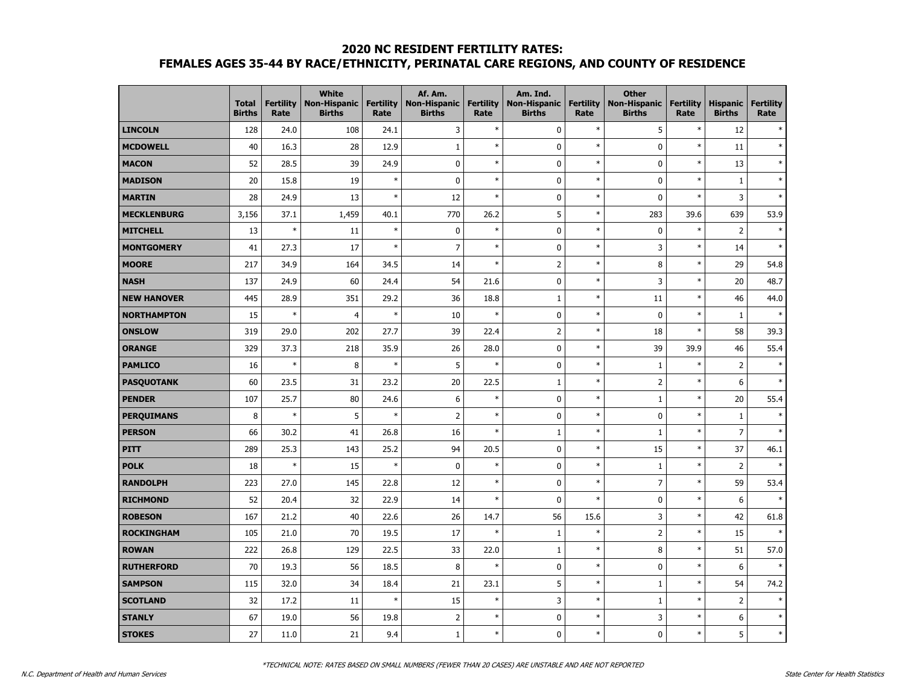# 2020 NC RESIDENT FERTILITY RATES:
# FEMALES AGES 35-44 BY RACE/ETHNICITY, PERINATAL CARE REGIONS, AND COUNTY OF RESIDENCE

| | Total Births | Fertility Rate | White Non-Hispanic Births | Fertility Rate | Af. Am. Non-Hispanic Births | Fertility Rate | Am. Ind. Non-Hispanic Births | Fertility Rate | Other Non-Hispanic Births | Fertility Rate | Hispanic Births | Fertility Rate |
|---|---|---|---|---|---|---|---|---|---|---|---|---|
| **LINCOLN** | 128 | 24.0 | 108 | 24.1 | 3 | * | 0 | * | 5 | * | 12 | * |
| **MCDOWELL** | 40 | 16.3 | 28 | 12.9 | 1 | * | 0 | * | 0 | * | 11 | * |
| **MACON** | 52 | 28.5 | 39 | 24.9 | 0 | * | 0 | * | 0 | * | 13 | * |
| **MADISON** | 20 | 15.8 | 19 | * | 0 | * | 0 | * | 0 | * | 1 | * |
| **MARTIN** | 28 | 24.9 | 13 | * | 12 | * | 0 | * | 0 | * | 3 | * |
| **MECKLENBURG** | 3,156 | 37.1 | 1,459 | 40.1 | 770 | 26.2 | 5 | * | 283 | 39.6 | 639 | 53.9 |
| **MITCHELL** | 13 | * | 11 | * | 0 | * | 0 | * | 0 | * | 2 | * |
| **MONTGOMERY** | 41 | 27.3 | 17 | * | 7 | * | 0 | * | 3 | * | 14 | * |
| **MOORE** | 217 | 34.9 | 164 | 34.5 | 14 | * | 2 | * | 8 | * | 29 | 54.8 |
| **NASH** | 137 | 24.9 | 60 | 24.4 | 54 | 21.6 | 0 | * | 3 | * | 20 | 48.7 |
| **NEW HANOVER** | 445 | 28.9 | 351 | 29.2 | 36 | 18.8 | 1 | * | 11 | * | 46 | 44.0 |
| **NORTHAMPTON** | 15 | * | 4 | * | 10 | * | 0 | * | 0 | * | 1 | * |
| **ONSLOW** | 319 | 29.0 | 202 | 27.7 | 39 | 22.4 | 2 | * | 18 | * | 58 | 39.3 |
| **ORANGE** | 329 | 37.3 | 218 | 35.9 | 26 | 28.0 | 0 | * | 39 | 39.9 | 46 | 55.4 |
| **PAMLICO** | 16 | * | 8 | * | 5 | * | 0 | * | 1 | * | 2 | * |
| **PASQUOTANK** | 60 | 23.5 | 31 | 23.2 | 20 | 22.5 | 1 | * | 2 | * | 6 | * |
| **PENDER** | 107 | 25.7 | 80 | 24.6 | 6 | * | 0 | * | 1 | * | 20 | 55.4 |
| **PERQUIMANS** | 8 | * | 5 | * | 2 | * | 0 | * | 0 | * | 1 | * |
| **PERSON** | 66 | 30.2 | 41 | 26.8 | 16 | * | 1 | * | 1 | * | 7 | * |
| **PITT** | 289 | 25.3 | 143 | 25.2 | 94 | 20.5 | 0 | * | 15 | * | 37 | 46.1 |
| **POLK** | 18 | * | 15 | * | 0 | * | 0 | * | 1 | * | 2 | * |
| **RANDOLPH** | 223 | 27.0 | 145 | 22.8 | 12 | * | 0 | * | 7 | * | 59 | 53.4 |
| **RICHMOND** | 52 | 20.4 | 32 | 22.9 | 14 | * | 0 | * | 0 | * | 6 | * |
| **ROBESON** | 167 | 21.2 | 40 | 22.6 | 26 | 14.7 | 56 | 15.6 | 3 | * | 42 | 61.8 |
| **ROCKINGHAM** | 105 | 21.0 | 70 | 19.5 | 17 | * | 1 | * | 2 | * | 15 | * |
| **ROWAN** | 222 | 26.8 | 129 | 22.5 | 33 | 22.0 | 1 | * | 8 | * | 51 | 57.0 |
| **RUTHERFORD** | 70 | 19.3 | 56 | 18.5 | 8 | * | 0 | * | 0 | * | 6 | * |
| **SAMPSON** | 115 | 32.0 | 34 | 18.4 | 21 | 23.1 | 5 | * | 1 | * | 54 | 74.2 |
| **SCOTLAND** | 32 | 17.2 | 11 | * | 15 | * | 3 | * | 1 | * | 2 | * |
| **STANLY** | 67 | 19.0 | 56 | 19.8 | 2 | * | 0 | * | 3 | * | 6 | * |
| **STOKES** | 27 | 11.0 | 21 | 9.4 | 1 | * | 0 | * | 0 | * | 5 | * |

*TECHNICAL NOTE: RATES BASED ON SMALL NUMBERS (FEWER THAN 20 CASES) ARE UNSTABLE AND ARE NOT REPORTED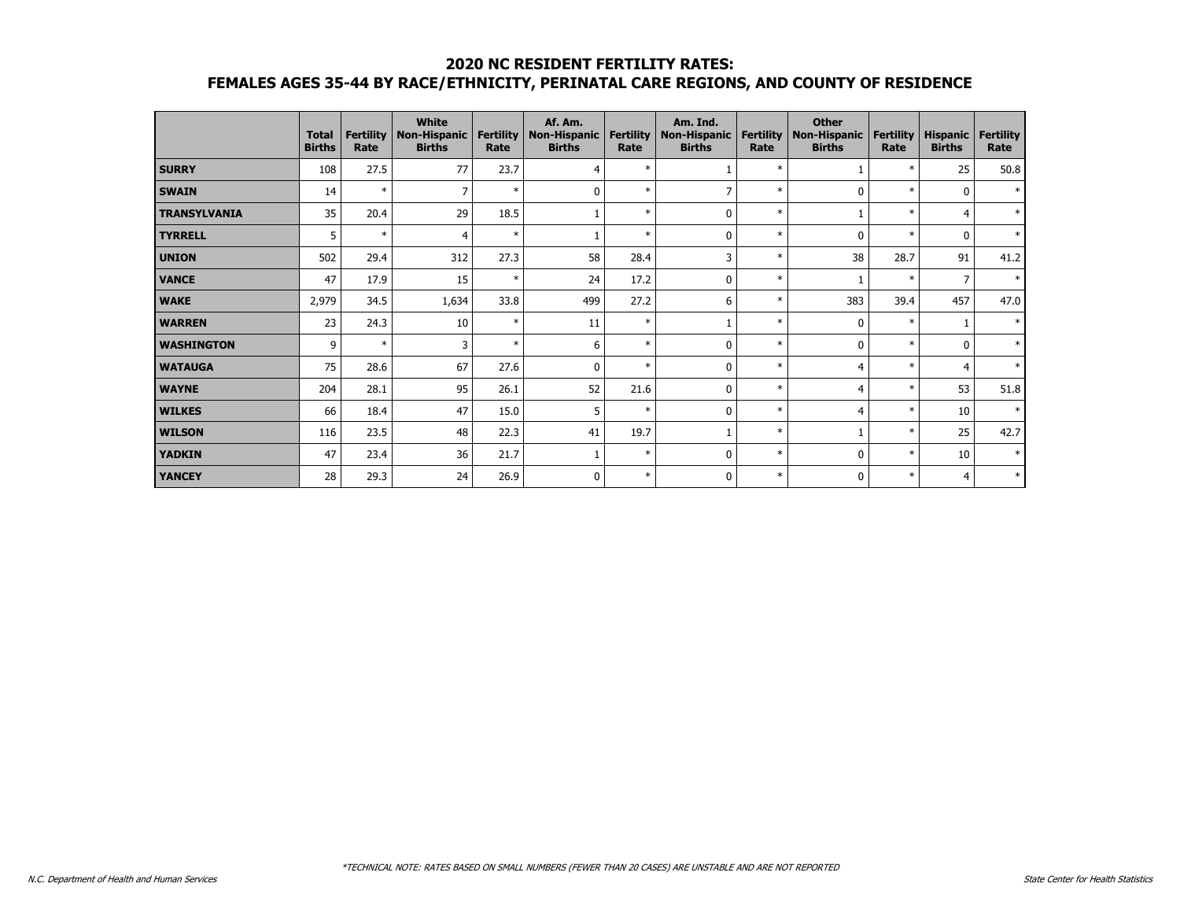# 2020 NC RESIDENT FERTILITY RATES:
# FEMALES AGES 35-44 BY RACE/ETHNICITY, PERINATAL CARE REGIONS, AND COUNTY OF RESIDENCE

| | Total Births | Fertility Rate | White Non-Hispanic Births | Fertility Rate | Af. Am. Non-Hispanic Births | Fertility Rate | Am. Ind. Non-Hispanic Births | Fertility Rate | Other Non-Hispanic Births | Fertility Rate | Hispanic Births | Fertility Rate |
|---|---|---|---|---|---|---|---|---|---|---|---|---|
| **SURRY** | 108 | 27.5 | 77 | 23.7 | 4 | * | 1 | * | 1 | * | 25 | 50.8 |
| **SWAIN** | 14 | * | 7 | * | 0 | * | 7 | * | 0 | * | 0 | * |
| **TRANSYLVANIA** | 35 | 20.4 | 29 | 18.5 | 1 | * | 0 | * | 1 | * | 4 | * |
| **TYRRELL** | 5 | * | 4 | * | 1 | * | 0 | * | 0 | * | 0 | * |
| **UNION** | 502 | 29.4 | 312 | 27.3 | 58 | 28.4 | 3 | * | 38 | 28.7 | 91 | 41.2 |
| **VANCE** | 47 | 17.9 | 15 | * | 24 | 17.2 | 0 | * | 1 | * | 7 | * |
| **WAKE** | 2,979 | 34.5 | 1,634 | 33.8 | 499 | 27.2 | 6 | * | 383 | 39.4 | 457 | 47.0 |
| **WARREN** | 23 | 24.3 | 10 | * | 11 | * | 1 | * | 0 | * | 1 | * |
| **WASHINGTON** | 9 | * | 3 | * | 6 | * | 0 | * | 0 | * | 0 | * |
| **WATAUGA** | 75 | 28.6 | 67 | 27.6 | 0 | * | 0 | * | 4 | * | 4 | * |
| **WAYNE** | 204 | 28.1 | 95 | 26.1 | 52 | 21.6 | 0 | * | 4 | * | 53 | 51.8 |
| **WILKES** | 66 | 18.4 | 47 | 15.0 | 5 | * | 0 | * | 4 | * | 10 | * |
| **WILSON** | 116 | 23.5 | 48 | 22.3 | 41 | 19.7 | 1 | * | 1 | * | 25 | 42.7 |
| **YADKIN** | 47 | 23.4 | 36 | 21.7 | 1 | * | 0 | * | 0 | * | 10 | * |
| **YANCEY** | 28 | 29.3 | 24 | 26.9 | 0 | * | 0 | * | 0 | * | 4 | * |

*TECHNICAL NOTE: RATES BASED ON SMALL NUMBERS (FEWER THAN 20 CASES) ARE UNSTABLE AND ARE NOT REPORTED